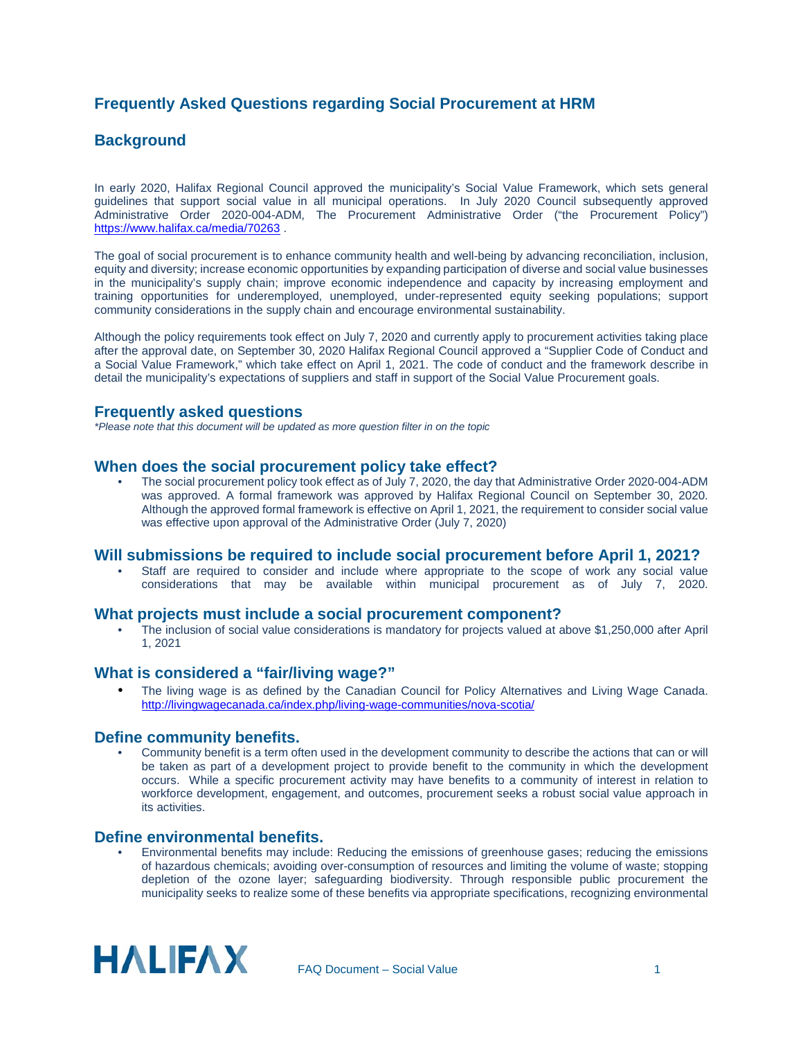# Frequently Asked Questions regarding Social Procurement at HRM

## Background

In early 2020, Halifax Regional Council approved the municipality's Social Value Framework, which sets general guidelines that support social value in all municipal operations. In July 2020 Council subsequently approved Administrative Order 2020-004-ADM, The Procurement Administrative Order ("the Procurement Policy") https://www.halifax.ca/media/70263 .

The goal of social procurement is to enhance community health and well-being by advancing reconciliation, inclusion, equity and diversity; increase economic opportunities by expanding participation of diverse and social value businesses in the municipality's supply chain; improve economic independence and capacity by increasing employment and training opportunities for underemployed, unemployed, under-represented equity seeking populations; support community considerations in the supply chain and encourage environmental sustainability.

Although the policy requirements took effect on July 7, 2020 and currently apply to procurement activities taking place after the approval date, on September 30, 2020 Halifax Regional Council approved a "Supplier Code of Conduct and a Social Value Framework," which take effect on April 1, 2021. The code of conduct and the framework describe in detail the municipality's expectations of suppliers and staff in support of the Social Value Procurement goals.

## Frequently asked questions

*\*Please note that this document will be updated as more question filter in on the topic*

### When does the social procurement policy take effect?

- The social procurement policy took effect as of July 7, 2020, the day that Administrative Order 2020-004-ADM was approved. A formal framework was approved by Halifax Regional Council on September 30, 2020. Although the approved formal framework is effective on April 1, 2021, the requirement to consider social value was effective upon approval of the Administrative Order (July 7, 2020)

### Will submissions be required to include social procurement before April 1, 2021?

- Staff are required to consider and include where appropriate to the scope of work any social value considerations that may be available within municipal procurement as of July 7, 2020.

### What projects must include a social procurement component?

- The inclusion of social value considerations is mandatory for projects valued at above $1,250,000 after April 1, 2021

### What is considered a "fair/living wage?"

- The living wage is as defined by the Canadian Council for Policy Alternatives and Living Wage Canada. http://livingwagecanada.ca/index.php/living-wage-communities/nova-scotia/

### Define community benefits.

- Community benefit is a term often used in the development community to describe the actions that can or will be taken as part of a development project to provide benefit to the community in which the development occurs. While a specific procurement activity may have benefits to a community of interest in relation to workforce development, engagement, and outcomes, procurement seeks a robust social value approach in its activities.

### Define environmental benefits.

- Environmental benefits may include: Reducing the emissions of greenhouse gases; reducing the emissions of hazardous chemicals; avoiding over-consumption of resources and limiting the volume of waste; stopping depletion of the ozone layer; safeguarding biodiversity. Through responsible public procurement the municipality seeks to realize some of these benefits via appropriate specifications, recognizing environmental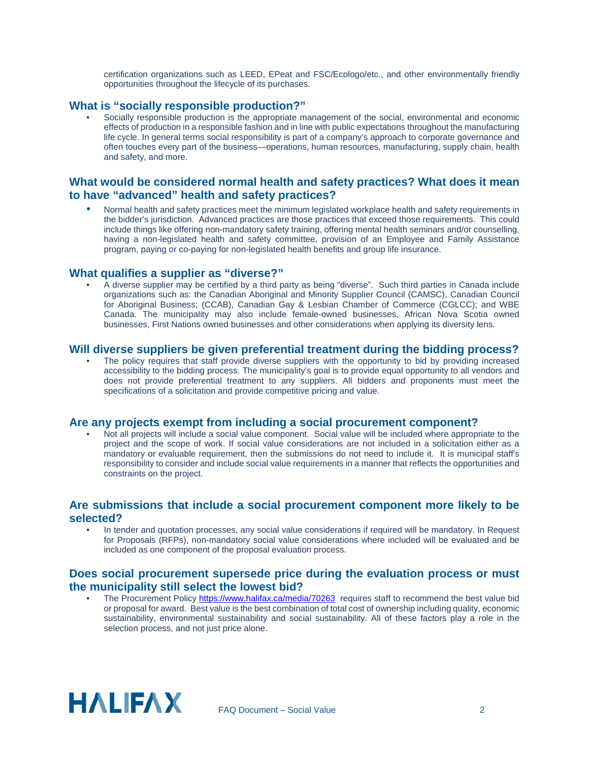certification organizations such as LEED, EPeat and FSC/Ecologo/etc., and other environmentally friendly opportunities throughout the lifecycle of its purchases.

## What is "socially responsible production?"

- Socially responsible production is the appropriate management of the social, environmental and economic effects of production in a responsible fashion and in line with public expectations throughout the manufacturing life cycle. In general terms social responsibility is part of a company's approach to corporate governance and often touches every part of the business—operations, human resources, manufacturing, supply chain, health and safety, and more.

## What would be considered normal health and safety practices? What does it mean to have "advanced" health and safety practices?

- Normal health and safety practices meet the minimum legislated workplace health and safety requirements in the bidder's jurisdiction. Advanced practices are those practices that exceed those requirements. This could include things like offering non-mandatory safety training, offering mental health seminars and/or counselling, having a non-legislated health and safety committee, provision of an Employee and Family Assistance program, paying or co-paying for non-legislated health benefits and group life insurance.

## What qualifies a supplier as "diverse?"

- A diverse supplier may be certified by a third party as being "diverse". Such third parties in Canada include organizations such as: the Canadian Aboriginal and Minority Supplier Council (CAMSC), Canadian Council for Aboriginal Business; (CCAB), Canadian Gay & Lesbian Chamber of Commerce (CGLCC); and WBE Canada. The municipality may also include female-owned businesses, African Nova Scotia owned businesses, First Nations owned businesses and other considerations when applying its diversity lens.

## Will diverse suppliers be given preferential treatment during the bidding process?

- The policy requires that staff provide diverse suppliers with the opportunity to bid by providing increased accessibility to the bidding process. The municipality's goal is to provide equal opportunity to all vendors and does not provide preferential treatment to any suppliers. All bidders and proponents must meet the specifications of a solicitation and provide competitive pricing and value.

## Are any projects exempt from including a social procurement component?

- Not all projects will include a social value component. Social value will be included where appropriate to the project and the scope of work. If social value considerations are not included in a solicitation either as a mandatory or evaluable requirement, then the submissions do not need to include it. It is municipal staff's responsibility to consider and include social value requirements in a manner that reflects the opportunities and constraints on the project.

## Are submissions that include a social procurement component more likely to be selected?

- In tender and quotation processes, any social value considerations if required will be mandatory. In Request for Proposals (RFPs), non-mandatory social value considerations where included will be evaluated and be included as one component of the proposal evaluation process.

## Does social procurement supersede price during the evaluation process or must the municipality still select the lowest bid?

- The Procurement Policy https://www.halifax.ca/media/70263 requires staff to recommend the best value bid or proposal for award. Best value is the best combination of total cost of ownership including quality, economic sustainability, environmental sustainability and social sustainability. All of these factors play a role in the selection process, and not just price alone.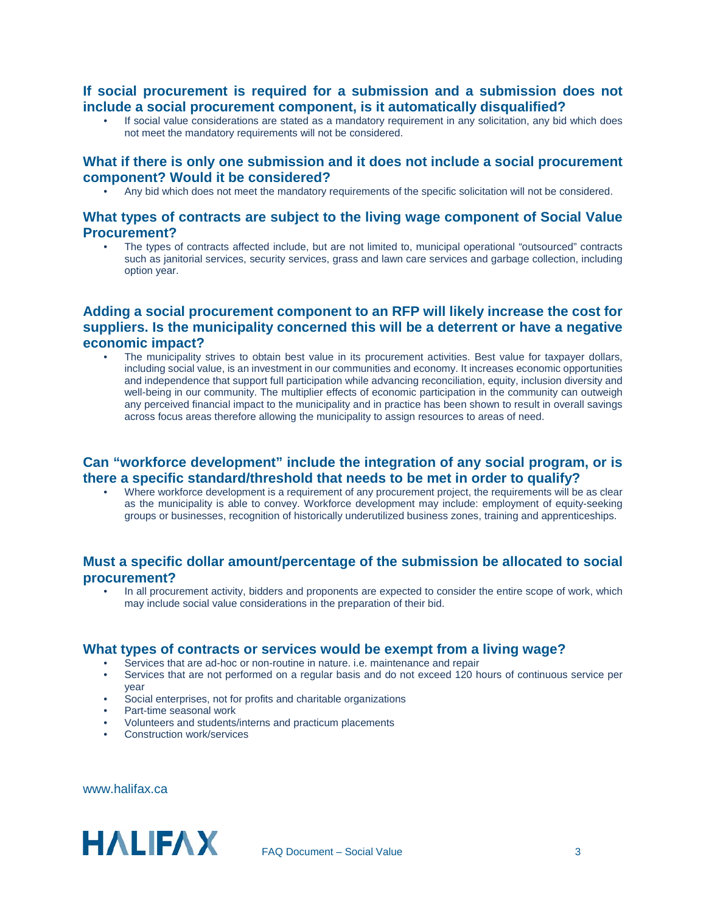### If social procurement is required for a submission and a submission does not include a social procurement component, is it automatically disqualified?

- If social value considerations are stated as a mandatory requirement in any solicitation, any bid which does not meet the mandatory requirements will not be considered.

### What if there is only one submission and it does not include a social procurement component? Would it be considered?

- Any bid which does not meet the mandatory requirements of the specific solicitation will not be considered.

### What types of contracts are subject to the living wage component of Social Value Procurement?

- The types of contracts affected include, but are not limited to, municipal operational "outsourced" contracts such as janitorial services, security services, grass and lawn care services and garbage collection, including option year.

### Adding a social procurement component to an RFP will likely increase the cost for suppliers. Is the municipality concerned this will be a deterrent or have a negative economic impact?

- The municipality strives to obtain best value in its procurement activities. Best value for taxpayer dollars, including social value, is an investment in our communities and economy. It increases economic opportunities and independence that support full participation while advancing reconciliation, equity, inclusion diversity and well-being in our community. The multiplier effects of economic participation in the community can outweigh any perceived financial impact to the municipality and in practice has been shown to result in overall savings across focus areas therefore allowing the municipality to assign resources to areas of need.

### Can "workforce development" include the integration of any social program, or is there a specific standard/threshold that needs to be met in order to qualify?

- Where workforce development is a requirement of any procurement project, the requirements will be as clear as the municipality is able to convey. Workforce development may include: employment of equity-seeking groups or businesses, recognition of historically underutilized business zones, training and apprenticeships.

### Must a specific dollar amount/percentage of the submission be allocated to social procurement?

- In all procurement activity, bidders and proponents are expected to consider the entire scope of work, which may include social value considerations in the preparation of their bid.

### What types of contracts or services would be exempt from a living wage?

- Services that are ad-hoc or non-routine in nature. i.e. maintenance and repair
- Services that are not performed on a regular basis and do not exceed 120 hours of continuous service per year
- Social enterprises, not for profits and charitable organizations
- Part-time seasonal work
- Volunteers and students/interns and practicum placements
- Construction work/services

www.halifax.ca